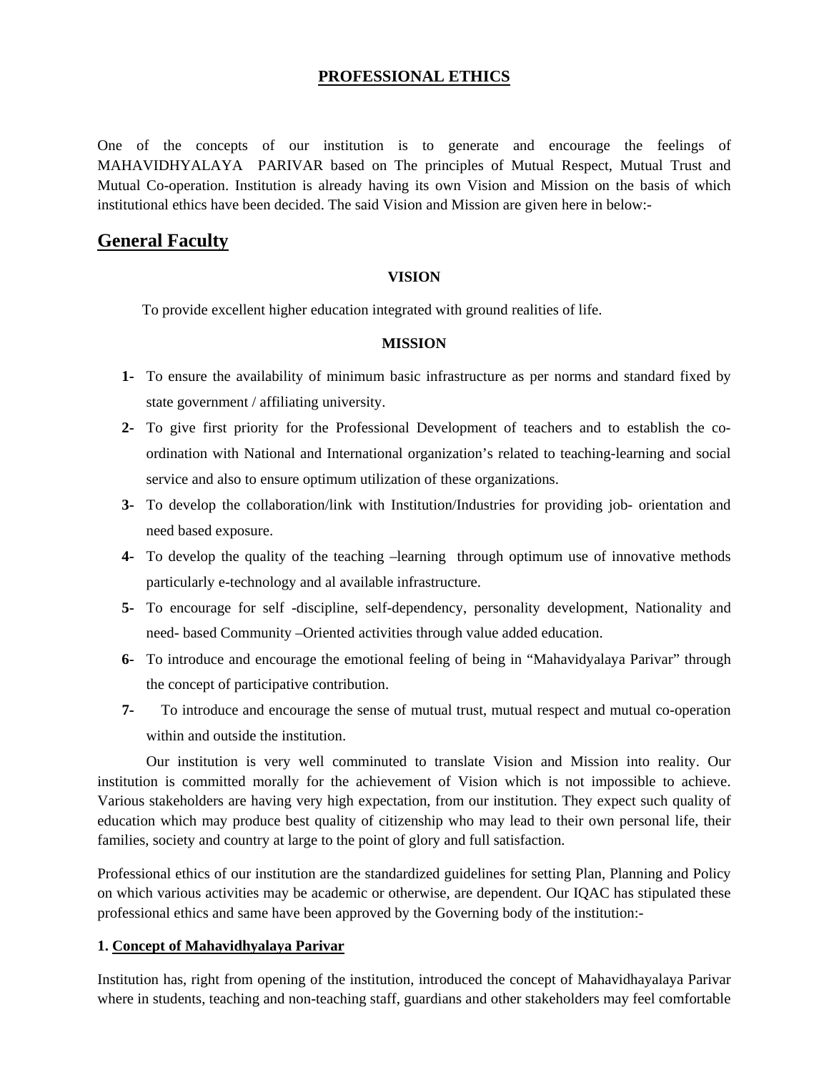# PROFESSIONAL ETHICS

One of the concepts of our institution is to generate and encourage the feelings of MAHAVIDHYALAYA PARIVAR based on The principles of Mutual Respect, Mutual Trust and Mutual Co-operation. Institution is already having its own Vision and Mission on the basis of which institutional ethics have been decided. The said Vision and Mission are given here in below:-

## General Faculty

**VISION**

To provide excellent higher education integrated with ground realities of life.

**MISSION**

**1-** To ensure the availability of minimum basic infrastructure as per norms and standard fixed by state government / affiliating university.

**2-** To give first priority for the Professional Development of teachers and to establish the co-ordination with National and International organization's related to teaching-learning and social service and also to ensure optimum utilization of these organizations.

**3-** To develop the collaboration/link with Institution/Industries for providing job- orientation and need based exposure.

**4-** To develop the quality of the teaching –learning through optimum use of innovative methods particularly e-technology and al available infrastructure.

**5-** To encourage for self -discipline, self-dependency, personality development, Nationality and need- based Community –Oriented activities through value added education.

**6-** To introduce and encourage the emotional feeling of being in "Mahavidyalaya Parivar" through the concept of participative contribution.

**7-** To introduce and encourage the sense of mutual trust, mutual respect and mutual co-operation within and outside the institution.

Our institution is very well comminuted to translate Vision and Mission into reality. Our institution is committed morally for the achievement of Vision which is not impossible to achieve. Various stakeholders are having very high expectation, from our institution. They expect such quality of education which may produce best quality of citizenship who may lead to their own personal life, their families, society and country at large to the point of glory and full satisfaction.

Professional ethics of our institution are the standardized guidelines for setting Plan, Planning and Policy on which various activities may be academic or otherwise, are dependent. Our IQAC has stipulated these professional ethics and same have been approved by the Governing body of the institution:-

**1. Concept of Mahavidhyalaya Parivar**

Institution has, right from opening of the institution, introduced the concept of Mahavidhayalaya Parivar where in students, teaching and non-teaching staff, guardians and other stakeholders may feel comfortable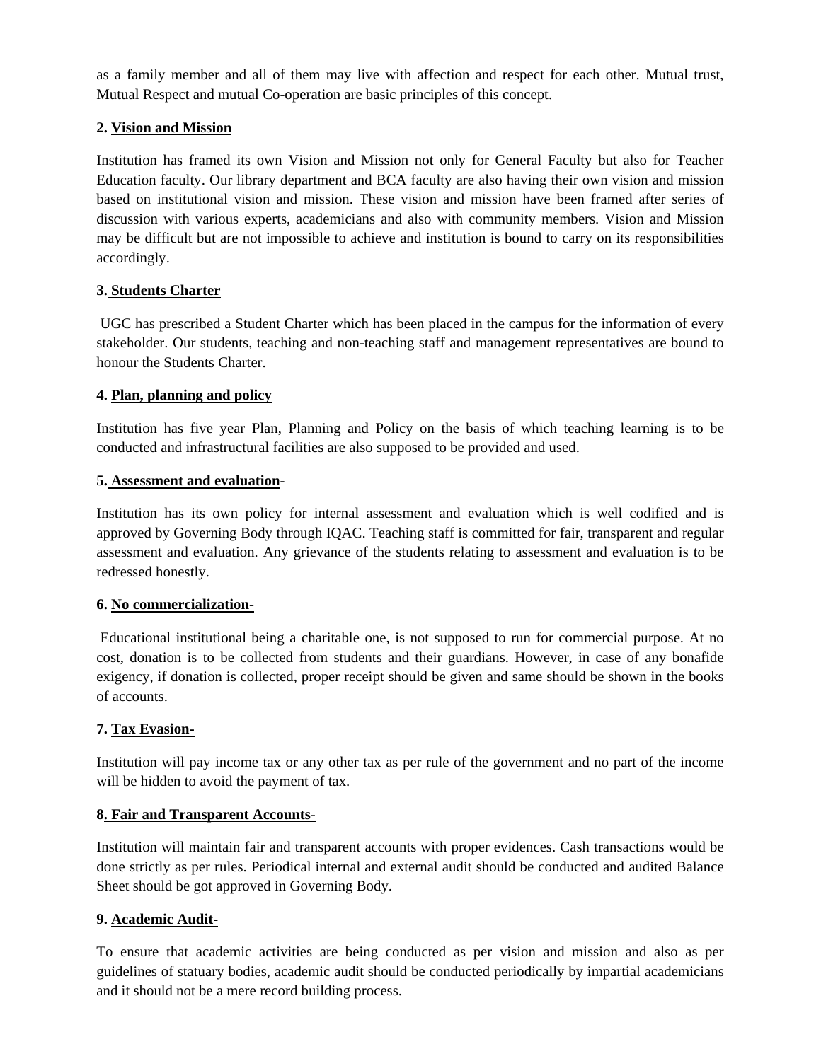as a family member and all of them may live with affection and respect for each other. Mutual trust, Mutual Respect and mutual Co-operation are basic principles of this concept.

**2. <u>Vision and Mission</u>**

Institution has framed its own Vision and Mission not only for General Faculty but also for Teacher Education faculty. Our library department and BCA faculty are also having their own vision and mission based on institutional vision and mission. These vision and mission have been framed after series of discussion with various experts, academicians and also with community members. Vision and Mission may be difficult but are not impossible to achieve and institution is bound to carry on its responsibilities accordingly.

**3. <u>Students Charter</u>**

UGC has prescribed a Student Charter which has been placed in the campus for the information of every stakeholder. Our students, teaching and non-teaching staff and management representatives are bound to honour the Students Charter.

**4. <u>Plan, planning and policy</u>**

Institution has five year Plan, Planning and Policy on the basis of which teaching learning is to be conducted and infrastructural facilities are also supposed to be provided and used.

**5. <u>Assessment and evaluation</u>-**

Institution has its own policy for internal assessment and evaluation which is well codified and is approved by Governing Body through IQAC. Teaching staff is committed for fair, transparent and regular assessment and evaluation. Any grievance of the students relating to assessment and evaluation is to be redressed honestly.

**6. <u>No commercialization-</u>**

Educational institutional being a charitable one, is not supposed to run for commercial purpose. At no cost, donation is to be collected from students and their guardians. However, in case of any bonafide exigency, if donation is collected, proper receipt should be given and same should be shown in the books of accounts.

**7. <u>Tax Evasion-</u>**

Institution will pay income tax or any other tax as per rule of the government and no part of the income will be hidden to avoid the payment of tax.

**8<u>. Fair and Transparent Accounts-</u>**

Institution will maintain fair and transparent accounts with proper evidences. Cash transactions would be done strictly as per rules. Periodical internal and external audit should be conducted and audited Balance Sheet should be got approved in Governing Body.

**9. <u>Academic Audit-</u>**

To ensure that academic activities are being conducted as per vision and mission and also as per guidelines of statuary bodies, academic audit should be conducted periodically by impartial academicians and it should not be a mere record building process.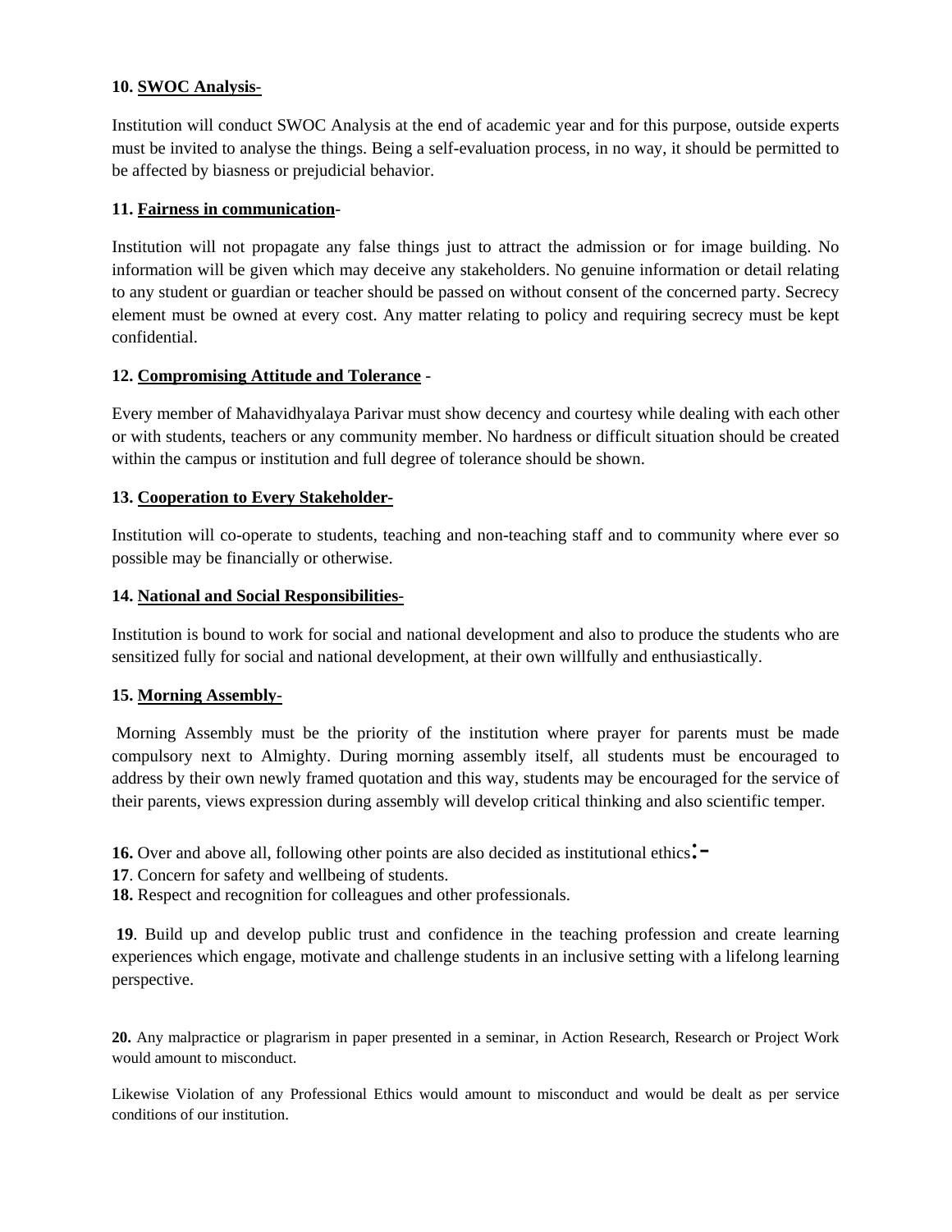**10. <u>SWOC Analysis</u>-**

Institution will conduct SWOC Analysis at the end of academic year and for this purpose, outside experts must be invited to analyse the things. Being a self-evaluation process, in no way, it should be permitted to be affected by biasness or prejudicial behavior.

**11. <u>Fairness in communication</u>-**

Institution will not propagate any false things just to attract the admission or for image building. No information will be given which may deceive any stakeholders. No genuine information or detail relating to any student or guardian or teacher should be passed on without consent of the concerned party. Secrecy element must be owned at every cost. Any matter relating to policy and requiring secrecy must be kept confidential.

**12. <u>Compromising Attitude and Tolerance</u> -**

Every member of Mahavidhyalaya Parivar must show decency and courtesy while dealing with each other or with students, teachers or any community member. No hardness or difficult situation should be created within the campus or institution and full degree of tolerance should be shown.

**13. <u>Cooperation to Every Stakeholder-</u>**

Institution will co-operate to students, teaching and non-teaching staff and to community where ever so possible may be financially or otherwise.

**14. <u>National and Social Responsibilities</u>-**

Institution is bound to work for social and national development and also to produce the students who are sensitized fully for social and national development, at their own willfully and enthusiastically.

**15. <u>Morning Assembly</u>-**

Morning Assembly must be the priority of the institution where prayer for parents must be made compulsory next to Almighty. During morning assembly itself, all students must be encouraged to address by their own newly framed quotation and this way, students may be encouraged for the service of their parents, views expression during assembly will develop critical thinking and also scientific temper.

**16.** Over and above all, following other points are also decided as institutional ethics:-

**17**. Concern for safety and wellbeing of students.

**18.** Respect and recognition for colleagues and other professionals.

**19**. Build up and develop public trust and confidence in the teaching profession and create learning experiences which engage, motivate and challenge students in an inclusive setting with a lifelong learning perspective.

**20.** Any malpractice or plagrarism in paper presented in a seminar, in Action Research, Research or Project Work would amount to misconduct.

Likewise Violation of any Professional Ethics would amount to misconduct and would be dealt as per service conditions of our institution.